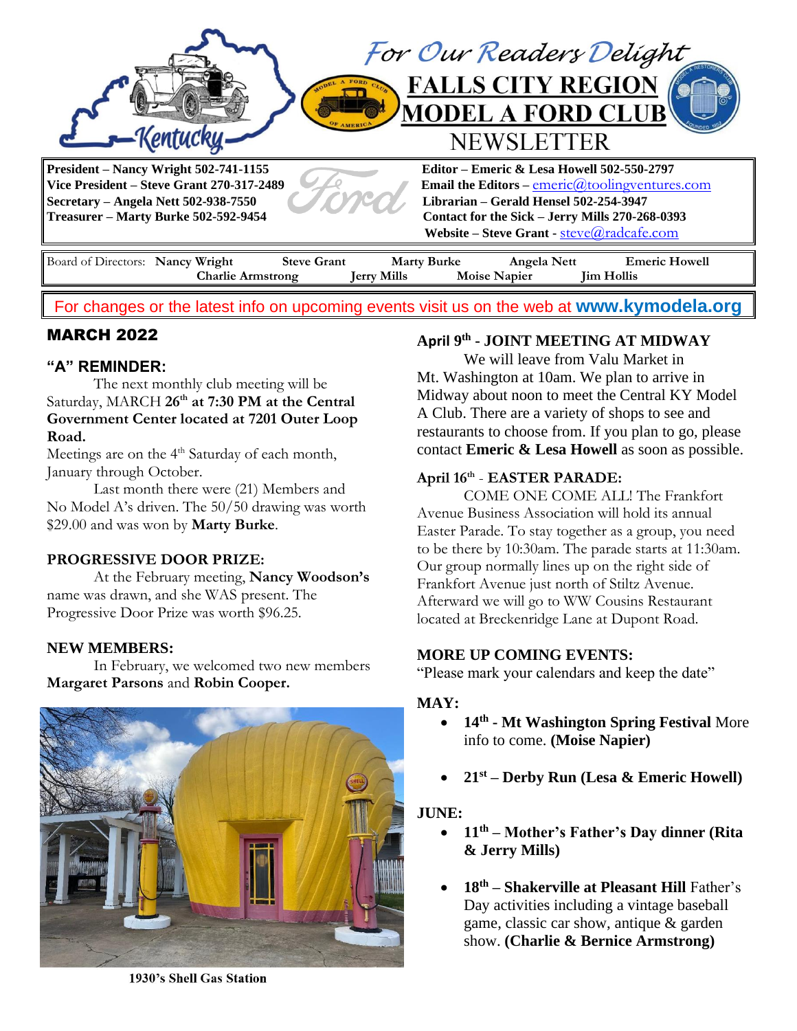# For Our Readers Delight

## FALLS CITY REGION MODEL A FORD CLUB NEWSLETTER

**President – Nancy Wright 502-741-1155**
**Vice President – Steve Grant 270-317-2489**
**Secretary – Angela Nett 502-938-7550**
**Treasurer – Marty Burke 502-592-9454**

**Editor – Emeric & Lesa Howell 502-550-2797**
**Email the Editors –** emeric@toolingventures.com
**Librarian – Gerald Hensel 502-254-3947**
**Contact for the Sick – Jerry Mills 270-268-0393**
**Website – Steve Grant -** steve@radcafe.com

Board of Directors: **Nancy Wright**, **Steve Grant**, **Marty Burke**, **Angela Nett**, **Emeric Howell**, **Charlie Armstrong**, **Jerry Mills**, **Moise Napier**, **Jim Hollis**

For changes or the latest info on upcoming events visit us on the web at **www.kymodela.org**

## MARCH 2022

### "A" REMINDER:

The next monthly club meeting will be Saturday, MARCH **26th at 7:30 PM at the Central Government Center located at 7201 Outer Loop Road.**

Meetings are on the 4th Saturday of each month, January through October.

Last month there were (21) Members and No Model A's driven. The 50/50 drawing was worth $29.00 and was won by **Marty Burke**.

### PROGRESSIVE DOOR PRIZE:

At the February meeting, **Nancy Woodson's** name was drawn, and she WAS present. The Progressive Door Prize was worth $96.25.

### NEW MEMBERS:

In February, we welcomed two new members **Margaret Parsons** and **Robin Cooper.**

**1930's Shell Gas Station**

### April 9th - JOINT MEETING AT MIDWAY

We will leave from Valu Market in Mt. Washington at 10am. We plan to arrive in Midway about noon to meet the Central KY Model A Club. There are a variety of shops to see and restaurants to choose from. If you plan to go, please contact **Emeric & Lesa Howell** as soon as possible.

### April 16th - EASTER PARADE:

COME ONE COME ALL! The Frankfort Avenue Business Association will hold its annual Easter Parade. To stay together as a group, you need to be there by 10:30am. The parade starts at 11:30am. Our group normally lines up on the right side of Frankfort Avenue just north of Stiltz Avenue. Afterward we will go to WW Cousins Restaurant located at Breckenridge Lane at Dupont Road.

### MORE UP COMING EVENTS:

"Please mark your calendars and keep the date"

**MAY:**

- **14th - Mt Washington Spring Festival** More info to come. **(Moise Napier)**
- **21st – Derby Run (Lesa & Emeric Howell)**

**JUNE:**

- **11th – Mother's Father's Day dinner (Rita & Jerry Mills)**
- **18th – Shakerville at Pleasant Hill** Father's Day activities including a vintage baseball game, classic car show, antique & garden show. **(Charlie & Bernice Armstrong)**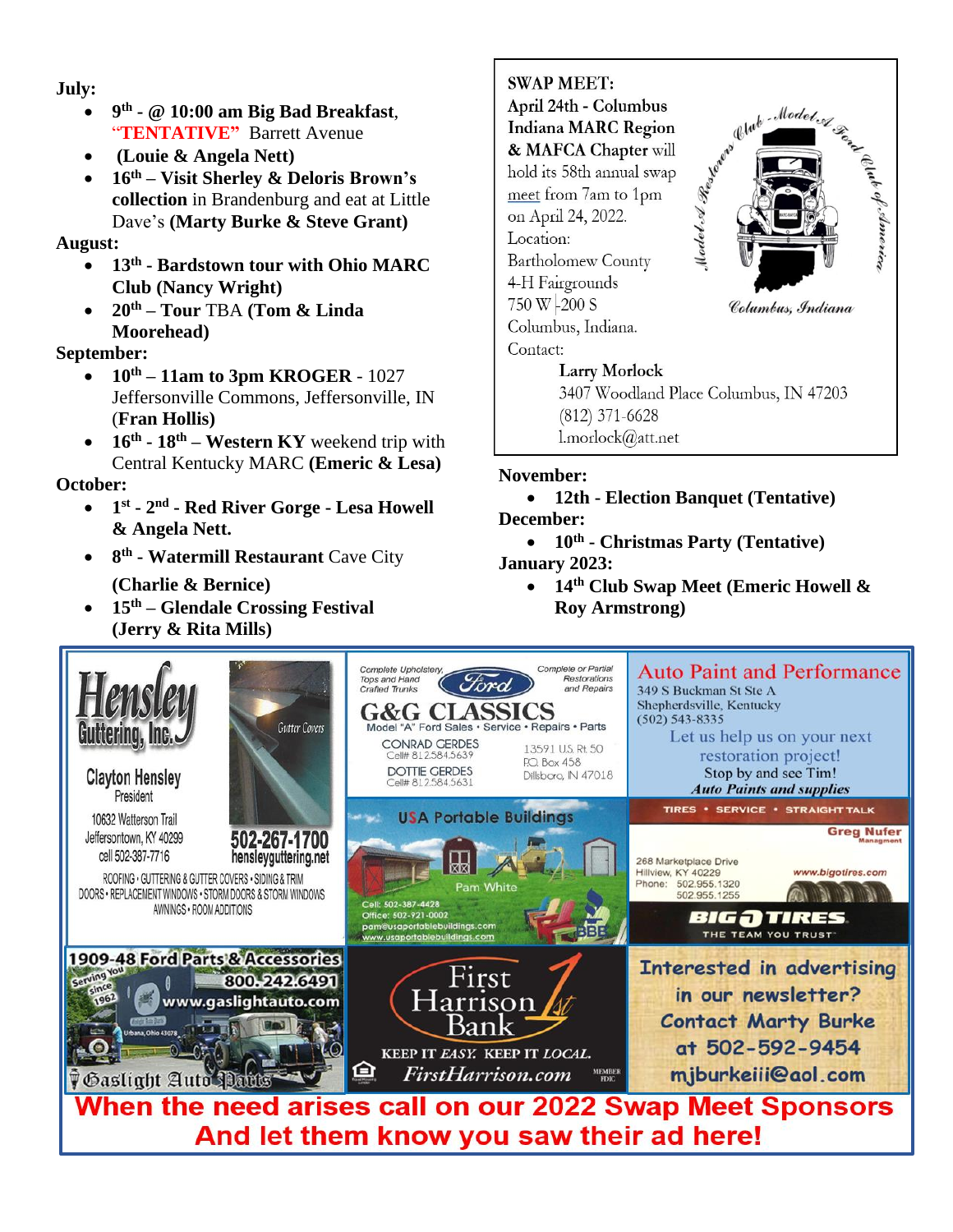**July:**

- **9th - @ 10:00 am Big Bad Breakfast**, "**TENTATIVE**" Barrett Avenue
- **(Louie & Angela Nett)**
- **16th – Visit Sherley & Deloris Brown's collection** in Brandenburg and eat at Little Dave's **(Marty Burke & Steve Grant)**

**August:**

- **13th - Bardstown tour with Ohio MARC Club (Nancy Wright)**
- **20th – Tour** TBA **(Tom & Linda Moorehead)**

**September:**

- **10th – 11am to 3pm KROGER** - 1027 Jeffersonville Commons, Jeffersonville, IN (**Fran Hollis)**
- **16th - 18th – Western KY** weekend trip with Central Kentucky MARC **(Emeric & Lesa)**

**October:**

- **1st - 2nd - Red River Gorge - Lesa Howell & Angela Nett.**
- **8th - Watermill Restaurant** Cave City **(Charlie & Bernice)**
- **15th – Glendale Crossing Festival (Jerry & Rita Mills)**

SWAP MEET:
April 24th - Columbus Indiana MARC Region & MAFCA Chapter will hold its 58th annual swap meet from 7am to 1pm on April 24, 2022.
Location:
Bartholomew County 4-H Fairgrounds
750 W -200 S
Columbus, Indiana.
Contact:
Larry Morlock
3407 Woodland Place Columbus, IN 47203
(812) 371-6628
l.morlock@att.net

Model A Restorers Club - Model A Ford Club of America
Columbus, Indiana

**November:**

- **12th - Election Banquet (Tentative)**

**December:**

- **10th - Christmas Party (Tentative)**

**January 2023:**

- **14th Club Swap Meet (Emeric Howell & Roy Armstrong)**

Hensley Guttering, Inc.
Gutter Covers
Clayton Hensley
President
10632 Watterson Trail
Jeffersontown, KY 40299
cell 502-387-7716
502-267-1700
hensleyguttering.net
ROOFING • GUTTERING & GUTTER COVERS • SIDING & TRIM
DOORS • REPLACEMENT WINDOWS • STORM DOORS & STORM WINDOWS
AWNINGS • ROOM ADDITIONS

Complete Upholstery, Tops and Hand Crafted Trunks
Ford
Complete or Partial Restorations and Repairs
G&G CLASSICS
Model "A" Ford Sales • Service • Repairs • Parts
CONRAD GERDES
Cell# 812.584.5639
DOTTIE GERDES
Cell# 812.584.5631
13591 U.S. Rt. 50
P.O. Box 458
Dillsboro, IN 47018

Auto Paint and Performance
349 S Buckman St Ste A
Shepherdsville, Kentucky
(502) 543-8335
Let us help us on your next restoration project!
Stop by and see Tim!
*Auto Paints and supplies*

USA Portable Buildings
Pam White
Cell: 502-387-4428
Office: 502-921-0002
pam@usaportablebuildings.com
www.usaportablebuildings.com

TIRES • SERVICE • STRAIGHT TALK
Greg Nufer
Managment
268 Marketplace Drive
Hillview, KY 40229
Phone: 502.955.1320
502.955.1255
www.bigotires.com
BIG O TIRES
THE TEAM YOU TRUST

1909-48 Ford Parts & Accessories
Serving You since 1962
800.242.6491
www.gaslightauto.com
Urbana, Ohio 43078
Gaslight Auto Parts

First Harrison Bank
KEEP IT *EASY*. KEEP IT *LOCAL*.
*FirstHarrison.com*
MEMBER FDIC

Interested in advertising in our newsletter?
Contact Marty Burke at 502-592-9454
mjburkeiii@aol.com

**When the need arises call on our 2022 Swap Meet Sponsors**
**And let them know you saw their ad here!**